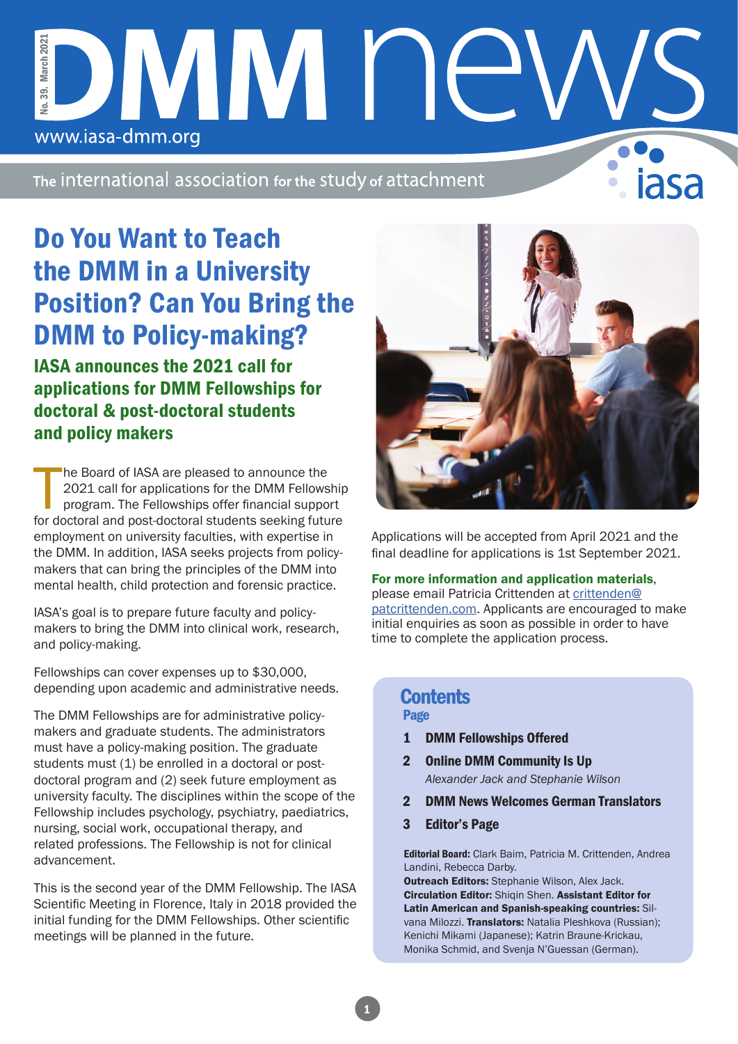# DMM news

No. 39. March 2021

www.iasa-dmm.org

The international association for the study of attachment

iasa

## Do You Want to Teach the DMM in a University Position? Can You Bring the DMM to Policy-making?

### IASA announces the 2021 call for applications for DMM Fellowships for doctoral & post-doctoral students and policy makers

The Board of IASA are pleased to announce the 2021 call for applications for the DMM Fellowship program. The Fellowships offer financial support for doctoral and post-doctoral students seeking future employment on university faculties, with expertise in the DMM. In addition, IASA seeks projects from policy-makers that can bring the principles of the DMM into mental health, child protection and forensic practice.

IASA's goal is to prepare future faculty and policy-makers to bring the DMM into clinical work, research, and policy-making.

Fellowships can cover expenses up to $30,000, depending upon academic and administrative needs.

The DMM Fellowships are for administrative policy-makers and graduate students. The administrators must have a policy-making position. The graduate students must (1) be enrolled in a doctoral or post-doctoral program and (2) seek future employment as university faculty. The disciplines within the scope of the Fellowship includes psychology, psychiatry, paediatrics, nursing, social work, occupational therapy, and related professions. The Fellowship is not for clinical advancement.

This is the second year of the DMM Fellowship. The IASA Scientific Meeting in Florence, Italy in 2018 provided the initial funding for the DMM Fellowships. Other scientific meetings will be planned in the future.

Applications will be accepted from April 2021 and the final deadline for applications is 1st September 2021.

**For more information and application materials**, please email Patricia Crittenden at crittenden@patcrittenden.com. Applicants are encouraged to make initial enquiries as soon as possible in order to have time to complete the application process.

## Contents

| Page | |
|---|---|
| 1 | **DMM Fellowships Offered** |
| 2 | **Online DMM Community Is Up** <br> *Alexander Jack and Stephanie Wilson* |
| 2 | **DMM News Welcomes German Translators** |
| 3 | **Editor's Page** |

**Editorial Board:** Clark Baim, Patricia M. Crittenden, Andrea Landini, Rebecca Darby.
**Outreach Editors:** Stephanie Wilson, Alex Jack.
**Circulation Editor:** Shiqin Shen. **Assistant Editor for Latin American and Spanish-speaking countries:** Silvana Milozzi. **Translators:** Natalia Pleshkova (Russian); Kenichi Mikami (Japanese); Katrin Braune-Krickau, Monika Schmid, and Svenja N'Guessan (German).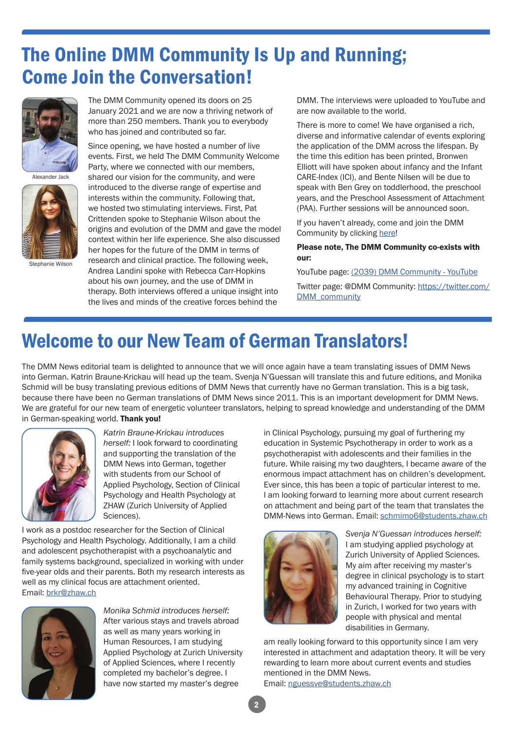# The Online DMM Community Is Up and Running; Come Join the Conversation!

Alexander Jack

Stephanie Wilson

The DMM Community opened its doors on 25 January 2021 and we are now a thriving network of more than 250 members. Thank you to everybody who has joined and contributed so far.

Since opening, we have hosted a number of live events. First, we held The DMM Community Welcome Party, where we connected with our members, shared our vision for the community, and were introduced to the diverse range of expertise and interests within the community. Following that, we hosted two stimulating interviews. First, Pat Crittenden spoke to Stephanie Wilson about the origins and evolution of the DMM and gave the model context within her life experience. She also discussed her hopes for the future of the DMM in terms of research and clinical practice. The following week, Andrea Landini spoke with Rebecca Carr-Hopkins about his own journey, and the use of DMM in therapy. Both interviews offered a unique insight into the lives and minds of the creative forces behind the DMM. The interviews were uploaded to YouTube and are now available to the world.

There is more to come! We have organised a rich, diverse and informative calendar of events exploring the application of the DMM across the lifespan. By the time this edition has been printed, Bronwen Elliott will have spoken about infancy and the Infant CARE-Index (ICI), and Bente Nilsen will be due to speak with Ben Grey on toddlerhood, the preschool years, and the Preschool Assessment of Attachment (PAA). Further sessions will be announced soon.

If you haven't already, come and join the DMM Community by clicking here!

**Please note, The DMM Community co-exists with our:**

YouTube page: (2039) DMM Community - YouTube

Twitter page: @DMM Community: https://twitter.com/DMM_community

# Welcome to our New Team of German Translators!

The DMM News editorial team is delighted to announce that we will once again have a team translating issues of DMM News into German. Katrin Braune-Krickau will head up the team. Svenja N'Guessan will translate this and future editions, and Monika Schmid will be busy translating previous editions of DMM News that currently have no German translation. This is a big task, because there have been no German translations of DMM News since 2011. This is an important development for DMM News. We are grateful for our new team of energetic volunteer translators, helping to spread knowledge and understanding of the DMM in German-speaking world. **Thank you!**

*Katrin Braune-Krickau introduces herself:* I look forward to coordinating and supporting the translation of the DMM News into German, together with students from our School of Applied Psychology, Section of Clinical Psychology and Health Psychology at ZHAW (Zurich University of Applied Sciences).

I work as a postdoc researcher for the Section of Clinical Psychology and Health Psychology. Additionally, I am a child and adolescent psychotherapist with a psychoanalytic and family systems background, specialized in working with under five-year olds and their parents. Both my research interests as well as my clinical focus are attachment oriented.
Email: brkr@zhaw.ch

*Monika Schmid introduces herself:* After various stays and travels abroad as well as many years working in Human Resources, I am studying Applied Psychology at Zurich University of Applied Sciences, where I recently completed my bachelor's degree. I have now started my master's degree in Clinical Psychology, pursuing my goal of furthering my education in Systemic Psychotherapy in order to work as a psychotherapist with adolescents and their families in the future. While raising my two daughters, I became aware of the enormous impact attachment has on children's development. Ever since, this has been a topic of particular interest to me. I am looking forward to learning more about current research on attachment and being part of the team that translates the DMM-News into German. Email: schmimo6@students.zhaw.ch

*Svenja N'Guessan introduces herself:* I am studying applied psychology at Zurich University of Applied Sciences. My aim after receiving my master's degree in clinical psychology is to start my advanced training in Cognitive Behavioural Therapy. Prior to studying in Zurich, I worked for two years with people with physical and mental disabilities in Germany.

am really looking forward to this opportunity since I am very interested in attachment and adaptation theory. It will be very rewarding to learn more about current events and studies mentioned in the DMM News.
Email: nguessve@students.zhaw.ch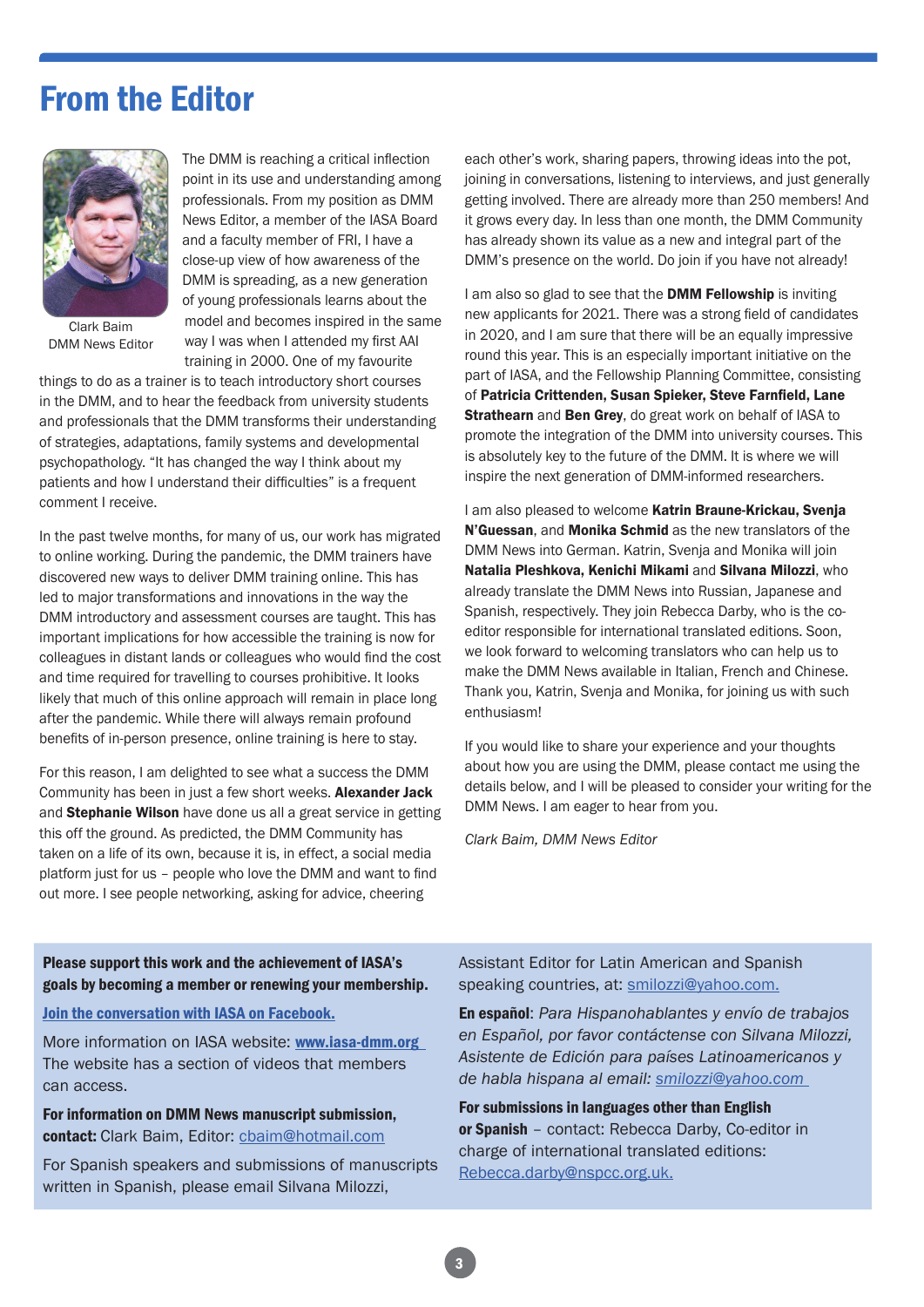# From the Editor

Clark Baim
DMM News Editor

The DMM is reaching a critical inflection point in its use and understanding among professionals. From my position as DMM News Editor, a member of the IASA Board and a faculty member of FRI, I have a close-up view of how awareness of the DMM is spreading, as a new generation of young professionals learns about the model and becomes inspired in the same way I was when I attended my first AAI training in 2000. One of my favourite things to do as a trainer is to teach introductory short courses in the DMM, and to hear the feedback from university students and professionals that the DMM transforms their understanding of strategies, adaptations, family systems and developmental psychopathology. "It has changed the way I think about my patients and how I understand their difficulties" is a frequent comment I receive.

In the past twelve months, for many of us, our work has migrated to online working. During the pandemic, the DMM trainers have discovered new ways to deliver DMM training online. This has led to major transformations and innovations in the way the DMM introductory and assessment courses are taught. This has important implications for how accessible the training is now for colleagues in distant lands or colleagues who would find the cost and time required for travelling to courses prohibitive. It looks likely that much of this online approach will remain in place long after the pandemic. While there will always remain profound benefits of in-person presence, online training is here to stay.

For this reason, I am delighted to see what a success the DMM Community has been in just a few short weeks. **Alexander Jack** and **Stephanie Wilson** have done us all a great service in getting this off the ground. As predicted, the DMM Community has taken on a life of its own, because it is, in effect, a social media platform just for us – people who love the DMM and want to find out more. I see people networking, asking for advice, cheering each other's work, sharing papers, throwing ideas into the pot, joining in conversations, listening to interviews, and just generally getting involved. There are already more than 250 members! And it grows every day. In less than one month, the DMM Community has already shown its value as a new and integral part of the DMM's presence on the world. Do join if you have not already!

I am also so glad to see that the **DMM Fellowship** is inviting new applicants for 2021. There was a strong field of candidates in 2020, and I am sure that there will be an equally impressive round this year. This is an especially important initiative on the part of IASA, and the Fellowship Planning Committee, consisting of **Patricia Crittenden, Susan Spieker, Steve Farnfield, Lane Strathearn** and **Ben Grey**, do great work on behalf of IASA to promote the integration of the DMM into university courses. This is absolutely key to the future of the DMM. It is where we will inspire the next generation of DMM-informed researchers.

I am also pleased to welcome **Katrin Braune-Krickau, Svenja N'Guessan**, and **Monika Schmid** as the new translators of the DMM News into German. Katrin, Svenja and Monika will join **Natalia Pleshkova, Kenichi Mikami** and **Silvana Milozzi**, who already translate the DMM News into Russian, Japanese and Spanish, respectively. They join Rebecca Darby, who is the co-editor responsible for international translated editions. Soon, we look forward to welcoming translators who can help us to make the DMM News available in Italian, French and Chinese. Thank you, Katrin, Svenja and Monika, for joining us with such enthusiasm!

If you would like to share your experience and your thoughts about how you are using the DMM, please contact me using the details below, and I will be pleased to consider your writing for the DMM News. I am eager to hear from you.

*Clark Baim, DMM News Editor*

---

**Please support this work and the achievement of IASA's goals by becoming a member or renewing your membership.**

**Join the conversation with IASA on Facebook.**

More information on IASA website: **www.iasa-dmm.org**
The website has a section of videos that members can access.

**For information on DMM News manuscript submission, contact:** Clark Baim, Editor: cbaim@hotmail.com

For Spanish speakers and submissions of manuscripts written in Spanish, please email Silvana Milozzi, Assistant Editor for Latin American and Spanish speaking countries, at: smilozzi@yahoo.com.

**En español**: *Para Hispanohablantes y envío de trabajos en Español, por favor contáctense con Silvana Milozzi, Asistente de Edición para países Latinoamericanos y de habla hispana al email: smilozzi@yahoo.com*

**For submissions in languages other than English or Spanish** – contact: Rebecca Darby, Co-editor in charge of international translated editions: Rebecca.darby@nspcc.org.uk.